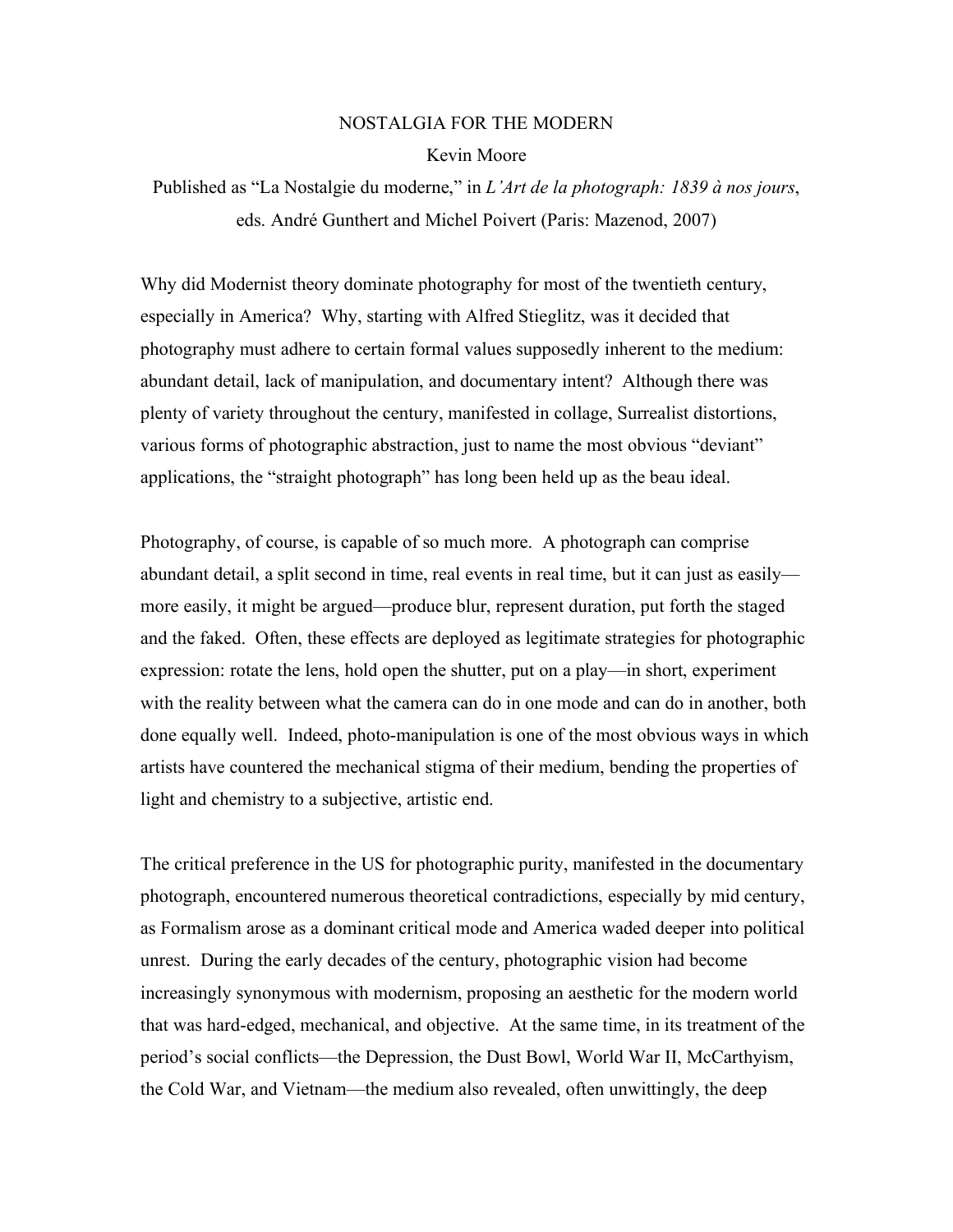# NOSTALGIA FOR THE MODERN

Kevin Moore

Published as "La Nostalgie du moderne," in *L'Art de la photograph: 1839 à nos jours*, eds. André Gunthert and Michel Poivert (Paris: Mazenod, 2007)

Why did Modernist theory dominate photography for most of the twentieth century, especially in America? Why, starting with Alfred Stieglitz, was it decided that photography must adhere to certain formal values supposedly inherent to the medium: abundant detail, lack of manipulation, and documentary intent? Although there was plenty of variety throughout the century, manifested in collage, Surrealist distortions, various forms of photographic abstraction, just to name the most obvious "deviant" applications, the "straight photograph" has long been held up as the beau ideal.

Photography, of course, is capable of so much more. A photograph can comprise abundant detail, a split second in time, real events in real time, but it can just as easily—more easily, it might be argued—produce blur, represent duration, put forth the staged and the faked. Often, these effects are deployed as legitimate strategies for photographic expression: rotate the lens, hold open the shutter, put on a play—in short, experiment with the reality between what the camera can do in one mode and can do in another, both done equally well. Indeed, photo-manipulation is one of the most obvious ways in which artists have countered the mechanical stigma of their medium, bending the properties of light and chemistry to a subjective, artistic end.

The critical preference in the US for photographic purity, manifested in the documentary photograph, encountered numerous theoretical contradictions, especially by mid century, as Formalism arose as a dominant critical mode and America waded deeper into political unrest. During the early decades of the century, photographic vision had become increasingly synonymous with modernism, proposing an aesthetic for the modern world that was hard-edged, mechanical, and objective. At the same time, in its treatment of the period's social conflicts—the Depression, the Dust Bowl, World War II, McCarthyism, the Cold War, and Vietnam—the medium also revealed, often unwittingly, the deep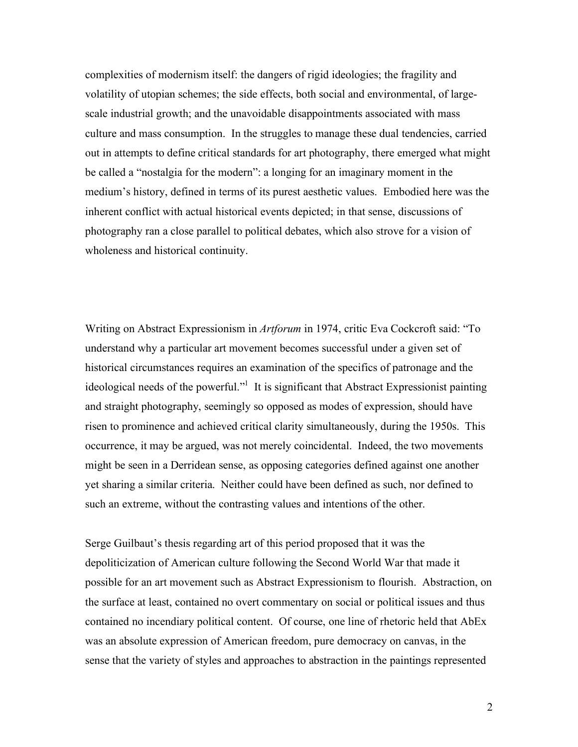complexities of modernism itself: the dangers of rigid ideologies; the fragility and volatility of utopian schemes; the side effects, both social and environmental, of large-scale industrial growth; and the unavoidable disappointments associated with mass culture and mass consumption. In the struggles to manage these dual tendencies, carried out in attempts to define critical standards for art photography, there emerged what might be called a "nostalgia for the modern": a longing for an imaginary moment in the medium's history, defined in terms of its purest aesthetic values. Embodied here was the inherent conflict with actual historical events depicted; in that sense, discussions of photography ran a close parallel to political debates, which also strove for a vision of wholeness and historical continuity.

Writing on Abstract Expressionism in *Artforum* in 1974, critic Eva Cockcroft said: "To understand why a particular art movement becomes successful under a given set of historical circumstances requires an examination of the specifics of patronage and the ideological needs of the powerful."[1] It is significant that Abstract Expressionist painting and straight photography, seemingly so opposed as modes of expression, should have risen to prominence and achieved critical clarity simultaneously, during the 1950s. This occurrence, it may be argued, was not merely coincidental. Indeed, the two movements might be seen in a Derridean sense, as opposing categories defined against one another yet sharing a similar criteria. Neither could have been defined as such, nor defined to such an extreme, without the contrasting values and intentions of the other.

Serge Guilbaut's thesis regarding art of this period proposed that it was the depoliticization of American culture following the Second World War that made it possible for an art movement such as Abstract Expressionism to flourish. Abstraction, on the surface at least, contained no overt commentary on social or political issues and thus contained no incendiary political content. Of course, one line of rhetoric held that AbEx was an absolute expression of American freedom, pure democracy on canvas, in the sense that the variety of styles and approaches to abstraction in the paintings represented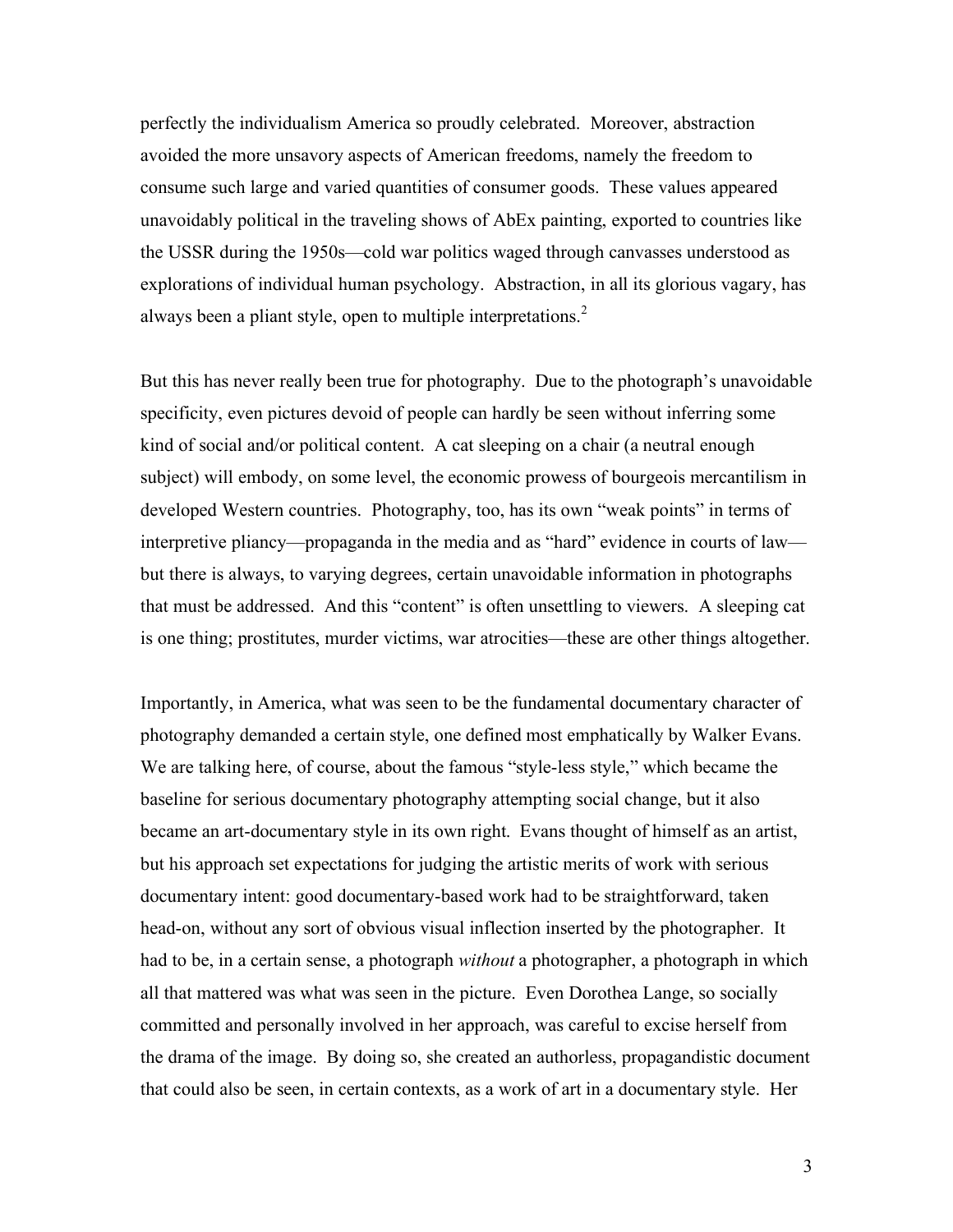perfectly the individualism America so proudly celebrated. Moreover, abstraction avoided the more unsavory aspects of American freedoms, namely the freedom to consume such large and varied quantities of consumer goods. These values appeared unavoidably political in the traveling shows of AbEx painting, exported to countries like the USSR during the 1950s—cold war politics waged through canvasses understood as explorations of individual human psychology. Abstraction, in all its glorious vagary, has always been a pliant style, open to multiple interpretations.[2]

But this has never really been true for photography. Due to the photograph's unavoidable specificity, even pictures devoid of people can hardly be seen without inferring some kind of social and/or political content. A cat sleeping on a chair (a neutral enough subject) will embody, on some level, the economic prowess of bourgeois mercantilism in developed Western countries. Photography, too, has its own "weak points" in terms of interpretive pliancy—propaganda in the media and as "hard" evidence in courts of law—but there is always, to varying degrees, certain unavoidable information in photographs that must be addressed. And this "content" is often unsettling to viewers. A sleeping cat is one thing; prostitutes, murder victims, war atrocities—these are other things altogether.

Importantly, in America, what was seen to be the fundamental documentary character of photography demanded a certain style, one defined most emphatically by Walker Evans. We are talking here, of course, about the famous "style-less style," which became the baseline for serious documentary photography attempting social change, but it also became an art-documentary style in its own right. Evans thought of himself as an artist, but his approach set expectations for judging the artistic merits of work with serious documentary intent: good documentary-based work had to be straightforward, taken head-on, without any sort of obvious visual inflection inserted by the photographer. It had to be, in a certain sense, a photograph *without* a photographer, a photograph in which all that mattered was what was seen in the picture. Even Dorothea Lange, so socially committed and personally involved in her approach, was careful to excise herself from the drama of the image. By doing so, she created an authorless, propagandistic document that could also be seen, in certain contexts, as a work of art in a documentary style. Her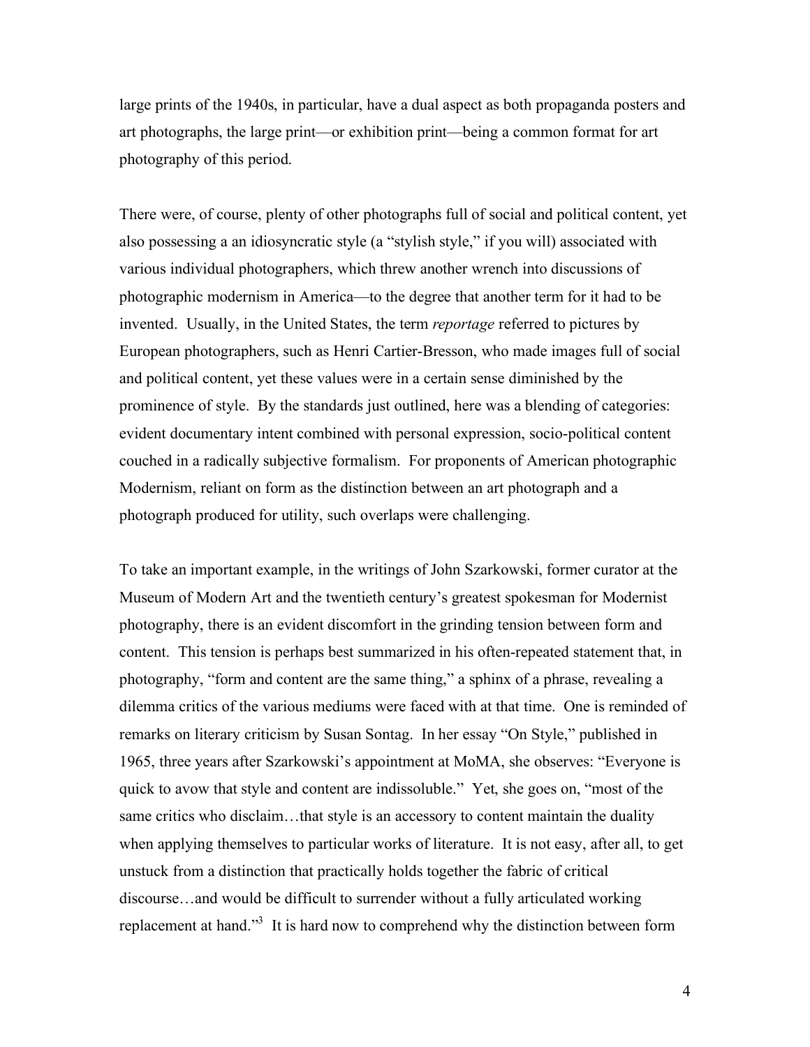large prints of the 1940s, in particular, have a dual aspect as both propaganda posters and art photographs, the large print—or exhibition print—being a common format for art photography of this period.

There were, of course, plenty of other photographs full of social and political content, yet also possessing a an idiosyncratic style (a "stylish style," if you will) associated with various individual photographers, which threw another wrench into discussions of photographic modernism in America—to the degree that another term for it had to be invented. Usually, in the United States, the term *reportage* referred to pictures by European photographers, such as Henri Cartier-Bresson, who made images full of social and political content, yet these values were in a certain sense diminished by the prominence of style. By the standards just outlined, here was a blending of categories: evident documentary intent combined with personal expression, socio-political content couched in a radically subjective formalism. For proponents of American photographic Modernism, reliant on form as the distinction between an art photograph and a photograph produced for utility, such overlaps were challenging.

To take an important example, in the writings of John Szarkowski, former curator at the Museum of Modern Art and the twentieth century's greatest spokesman for Modernist photography, there is an evident discomfort in the grinding tension between form and content. This tension is perhaps best summarized in his often-repeated statement that, in photography, "form and content are the same thing," a sphinx of a phrase, revealing a dilemma critics of the various mediums were faced with at that time. One is reminded of remarks on literary criticism by Susan Sontag. In her essay "On Style," published in 1965, three years after Szarkowski's appointment at MoMA, she observes: "Everyone is quick to avow that style and content are indissoluble." Yet, she goes on, "most of the same critics who disclaim…that style is an accessory to content maintain the duality when applying themselves to particular works of literature. It is not easy, after all, to get unstuck from a distinction that practically holds together the fabric of critical discourse…and would be difficult to surrender without a fully articulated working replacement at hand."[3] It is hard now to comprehend why the distinction between form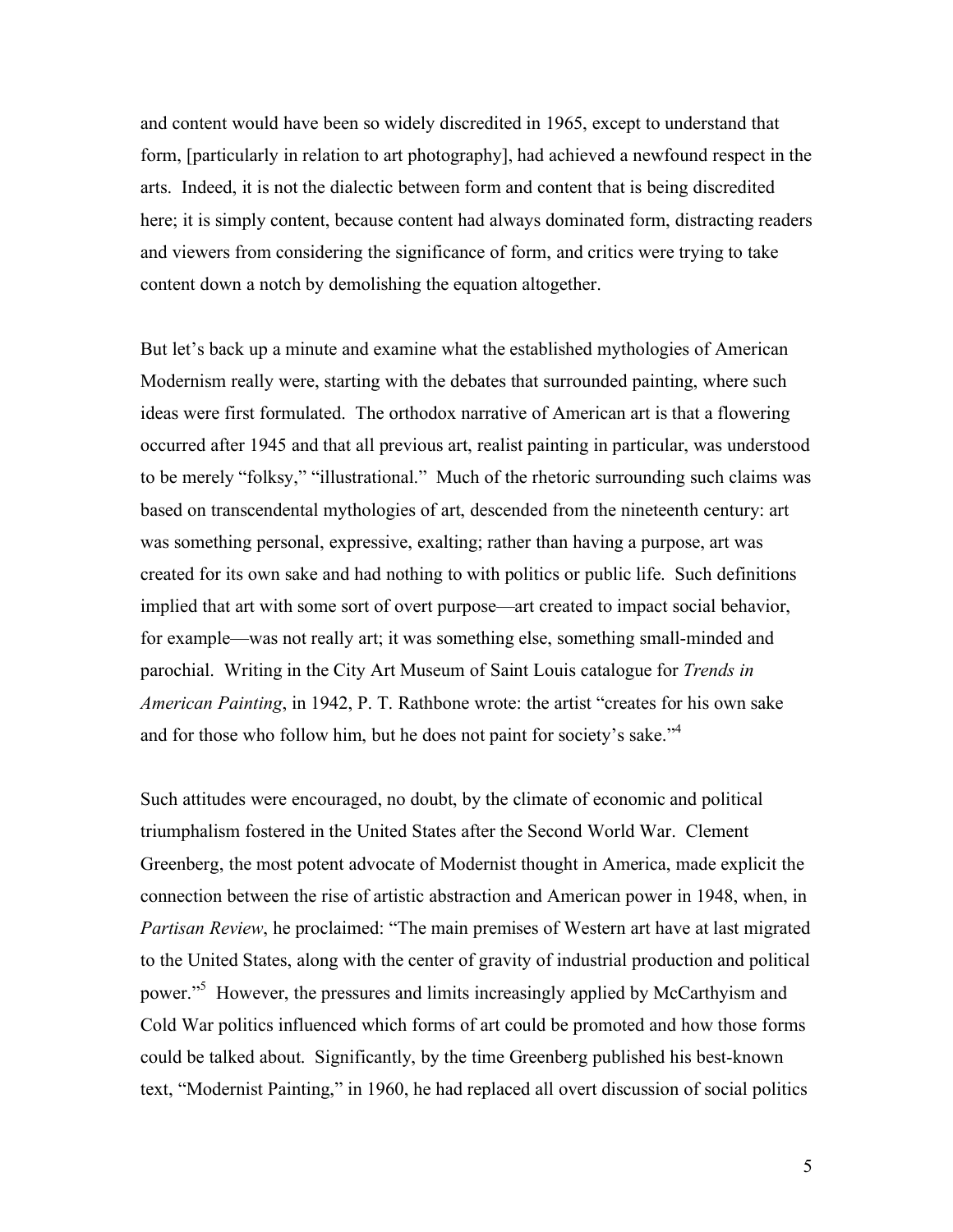and content would have been so widely discredited in 1965, except to understand that form, [particularly in relation to art photography], had achieved a newfound respect in the arts. Indeed, it is not the dialectic between form and content that is being discredited here; it is simply content, because content had always dominated form, distracting readers and viewers from considering the significance of form, and critics were trying to take content down a notch by demolishing the equation altogether.

But let's back up a minute and examine what the established mythologies of American Modernism really were, starting with the debates that surrounded painting, where such ideas were first formulated. The orthodox narrative of American art is that a flowering occurred after 1945 and that all previous art, realist painting in particular, was understood to be merely "folksy," "illustrational." Much of the rhetoric surrounding such claims was based on transcendental mythologies of art, descended from the nineteenth century: art was something personal, expressive, exalting; rather than having a purpose, art was created for its own sake and had nothing to with politics or public life. Such definitions implied that art with some sort of overt purpose—art created to impact social behavior, for example—was not really art; it was something else, something small-minded and parochial. Writing in the City Art Museum of Saint Louis catalogue for *Trends in American Painting*, in 1942, P. T. Rathbone wrote: the artist "creates for his own sake and for those who follow him, but he does not paint for society's sake."[4]

Such attitudes were encouraged, no doubt, by the climate of economic and political triumphalism fostered in the United States after the Second World War. Clement Greenberg, the most potent advocate of Modernist thought in America, made explicit the connection between the rise of artistic abstraction and American power in 1948, when, in *Partisan Review*, he proclaimed: "The main premises of Western art have at last migrated to the United States, along with the center of gravity of industrial production and political power."[5] However, the pressures and limits increasingly applied by McCarthyism and Cold War politics influenced which forms of art could be promoted and how those forms could be talked about. Significantly, by the time Greenberg published his best-known text, "Modernist Painting," in 1960, he had replaced all overt discussion of social politics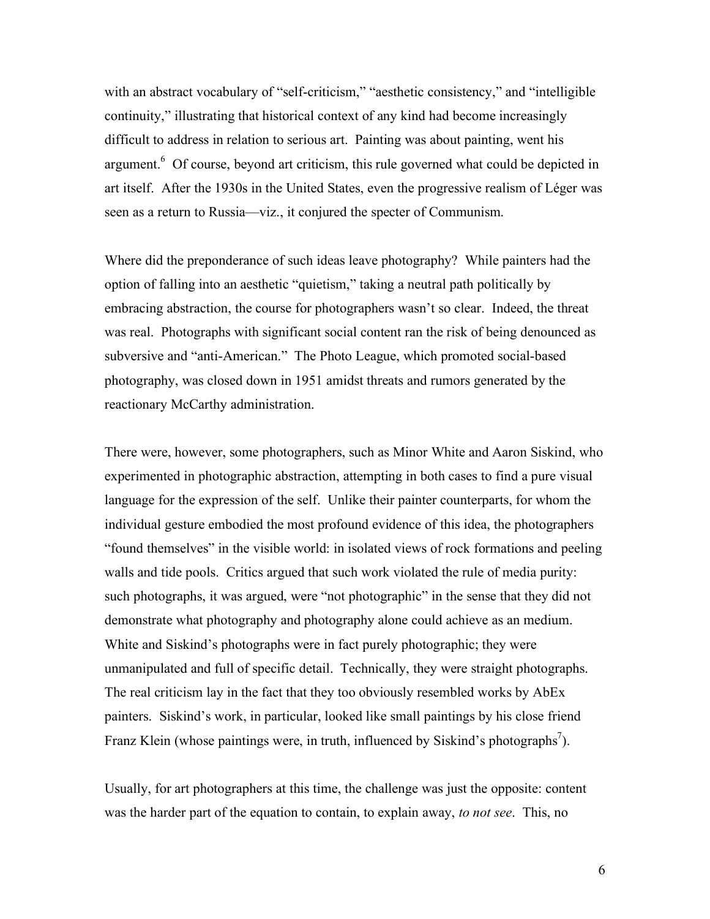with an abstract vocabulary of "self-criticism," "aesthetic consistency," and "intelligible continuity," illustrating that historical context of any kind had become increasingly difficult to address in relation to serious art. Painting was about painting, went his argument.[6] Of course, beyond art criticism, this rule governed what could be depicted in art itself. After the 1930s in the United States, even the progressive realism of Léger was seen as a return to Russia—viz., it conjured the specter of Communism.

Where did the preponderance of such ideas leave photography? While painters had the option of falling into an aesthetic "quietism," taking a neutral path politically by embracing abstraction, the course for photographers wasn't so clear. Indeed, the threat was real. Photographs with significant social content ran the risk of being denounced as subversive and "anti-American." The Photo League, which promoted social-based photography, was closed down in 1951 amidst threats and rumors generated by the reactionary McCarthy administration.

There were, however, some photographers, such as Minor White and Aaron Siskind, who experimented in photographic abstraction, attempting in both cases to find a pure visual language for the expression of the self. Unlike their painter counterparts, for whom the individual gesture embodied the most profound evidence of this idea, the photographers "found themselves" in the visible world: in isolated views of rock formations and peeling walls and tide pools. Critics argued that such work violated the rule of media purity: such photographs, it was argued, were "not photographic" in the sense that they did not demonstrate what photography and photography alone could achieve as an medium. White and Siskind's photographs were in fact purely photographic; they were unmanipulated and full of specific detail. Technically, they were straight photographs. The real criticism lay in the fact that they too obviously resembled works by AbEx painters. Siskind's work, in particular, looked like small paintings by his close friend Franz Klein (whose paintings were, in truth, influenced by Siskind's photographs[7]).

Usually, for art photographers at this time, the challenge was just the opposite: content was the harder part of the equation to contain, to explain away, *to not see*. This, no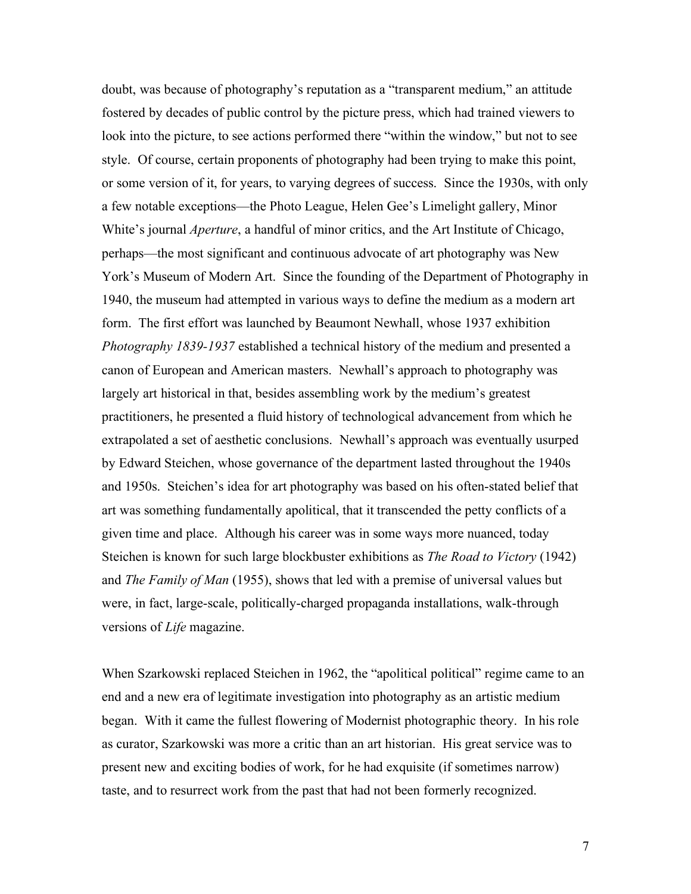doubt, was because of photography's reputation as a "transparent medium," an attitude fostered by decades of public control by the picture press, which had trained viewers to look into the picture, to see actions performed there "within the window," but not to see style. Of course, certain proponents of photography had been trying to make this point, or some version of it, for years, to varying degrees of success. Since the 1930s, with only a few notable exceptions—the Photo League, Helen Gee's Limelight gallery, Minor White's journal *Aperture*, a handful of minor critics, and the Art Institute of Chicago, perhaps—the most significant and continuous advocate of art photography was New York's Museum of Modern Art. Since the founding of the Department of Photography in 1940, the museum had attempted in various ways to define the medium as a modern art form. The first effort was launched by Beaumont Newhall, whose 1937 exhibition *Photography 1839-1937* established a technical history of the medium and presented a canon of European and American masters. Newhall's approach to photography was largely art historical in that, besides assembling work by the medium's greatest practitioners, he presented a fluid history of technological advancement from which he extrapolated a set of aesthetic conclusions. Newhall's approach was eventually usurped by Edward Steichen, whose governance of the department lasted throughout the 1940s and 1950s. Steichen's idea for art photography was based on his often-stated belief that art was something fundamentally apolitical, that it transcended the petty conflicts of a given time and place. Although his career was in some ways more nuanced, today Steichen is known for such large blockbuster exhibitions as *The Road to Victory* (1942) and *The Family of Man* (1955), shows that led with a premise of universal values but were, in fact, large-scale, politically-charged propaganda installations, walk-through versions of *Life* magazine.

When Szarkowski replaced Steichen in 1962, the "apolitical political" regime came to an end and a new era of legitimate investigation into photography as an artistic medium began. With it came the fullest flowering of Modernist photographic theory. In his role as curator, Szarkowski was more a critic than an art historian. His great service was to present new and exciting bodies of work, for he had exquisite (if sometimes narrow) taste, and to resurrect work from the past that had not been formerly recognized.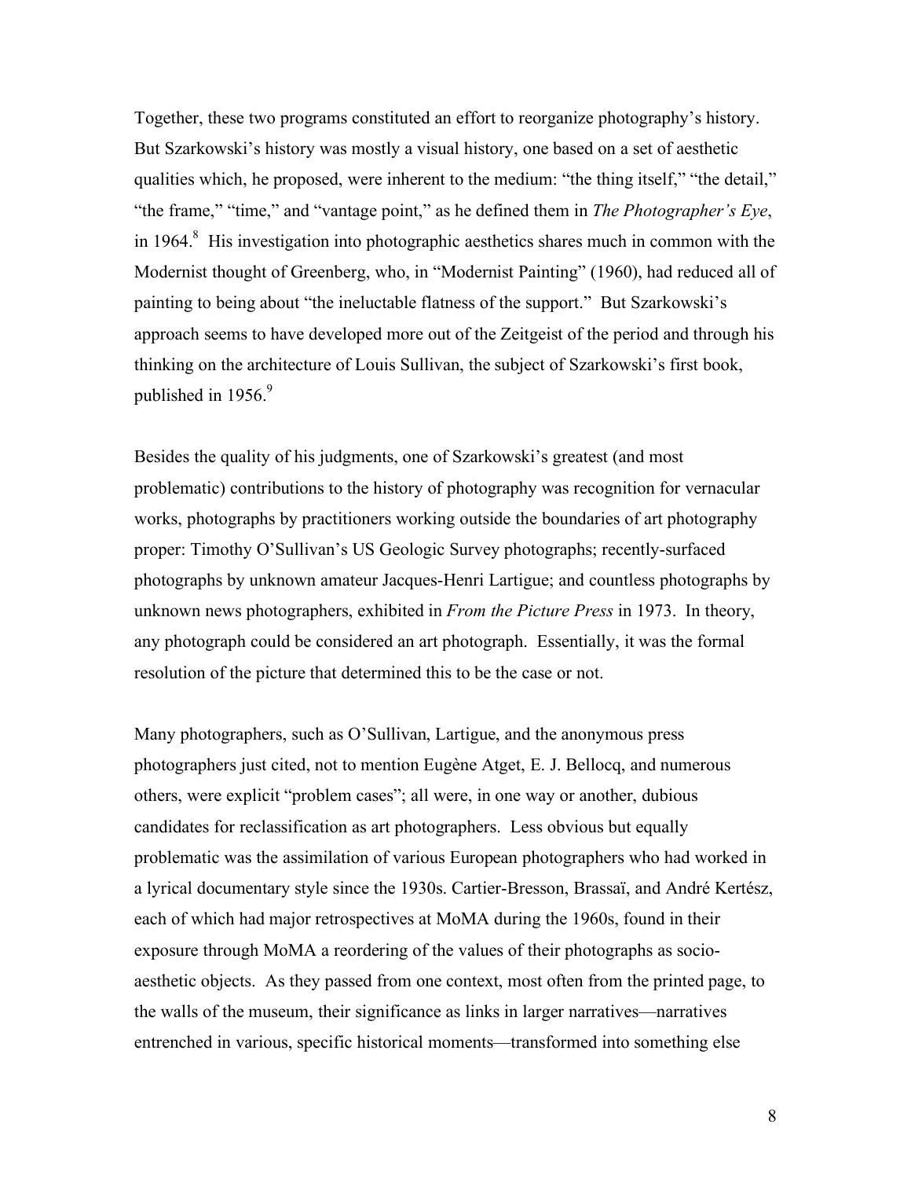Together, these two programs constituted an effort to reorganize photography's history. But Szarkowski's history was mostly a visual history, one based on a set of aesthetic qualities which, he proposed, were inherent to the medium: "the thing itself," "the detail," "the frame," "time," and "vantage point," as he defined them in *The Photographer's Eye*, in 1964.[8] His investigation into photographic aesthetics shares much in common with the Modernist thought of Greenberg, who, in "Modernist Painting" (1960), had reduced all of painting to being about "the ineluctable flatness of the support." But Szarkowski's approach seems to have developed more out of the Zeitgeist of the period and through his thinking on the architecture of Louis Sullivan, the subject of Szarkowski's first book, published in 1956.[9]

Besides the quality of his judgments, one of Szarkowski's greatest (and most problematic) contributions to the history of photography was recognition for vernacular works, photographs by practitioners working outside the boundaries of art photography proper: Timothy O'Sullivan's US Geologic Survey photographs; recently-surfaced photographs by unknown amateur Jacques-Henri Lartigue; and countless photographs by unknown news photographers, exhibited in *From the Picture Press* in 1973. In theory, any photograph could be considered an art photograph. Essentially, it was the formal resolution of the picture that determined this to be the case or not.

Many photographers, such as O'Sullivan, Lartigue, and the anonymous press photographers just cited, not to mention Eugène Atget, E. J. Bellocq, and numerous others, were explicit "problem cases"; all were, in one way or another, dubious candidates for reclassification as art photographers. Less obvious but equally problematic was the assimilation of various European photographers who had worked in a lyrical documentary style since the 1930s. Cartier-Bresson, Brassaï, and André Kertész, each of which had major retrospectives at MoMA during the 1960s, found in their exposure through MoMA a reordering of the values of their photographs as socio-aesthetic objects. As they passed from one context, most often from the printed page, to the walls of the museum, their significance as links in larger narratives—narratives entrenched in various, specific historical moments—transformed into something else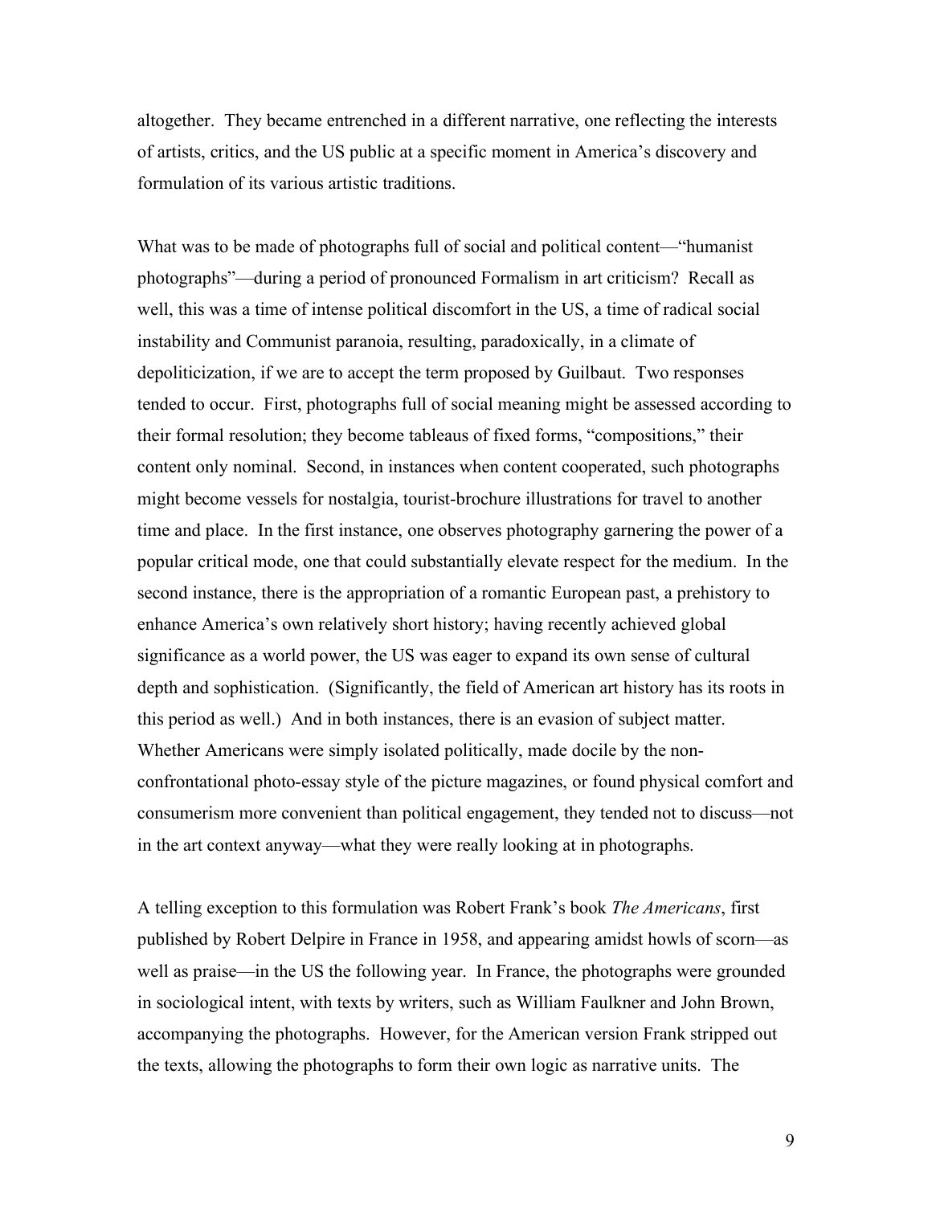altogether. They became entrenched in a different narrative, one reflecting the interests of artists, critics, and the US public at a specific moment in America's discovery and formulation of its various artistic traditions.

What was to be made of photographs full of social and political content—"humanist photographs"—during a period of pronounced Formalism in art criticism? Recall as well, this was a time of intense political discomfort in the US, a time of radical social instability and Communist paranoia, resulting, paradoxically, in a climate of depoliticization, if we are to accept the term proposed by Guilbaut. Two responses tended to occur. First, photographs full of social meaning might be assessed according to their formal resolution; they become tableaus of fixed forms, "compositions," their content only nominal. Second, in instances when content cooperated, such photographs might become vessels for nostalgia, tourist-brochure illustrations for travel to another time and place. In the first instance, one observes photography garnering the power of a popular critical mode, one that could substantially elevate respect for the medium. In the second instance, there is the appropriation of a romantic European past, a prehistory to enhance America's own relatively short history; having recently achieved global significance as a world power, the US was eager to expand its own sense of cultural depth and sophistication. (Significantly, the field of American art history has its roots in this period as well.) And in both instances, there is an evasion of subject matter. Whether Americans were simply isolated politically, made docile by the non-confrontational photo-essay style of the picture magazines, or found physical comfort and consumerism more convenient than political engagement, they tended not to discuss—not in the art context anyway—what they were really looking at in photographs.

A telling exception to this formulation was Robert Frank's book *The Americans*, first published by Robert Delpire in France in 1958, and appearing amidst howls of scorn—as well as praise—in the US the following year. In France, the photographs were grounded in sociological intent, with texts by writers, such as William Faulkner and John Brown, accompanying the photographs. However, for the American version Frank stripped out the texts, allowing the photographs to form their own logic as narrative units. The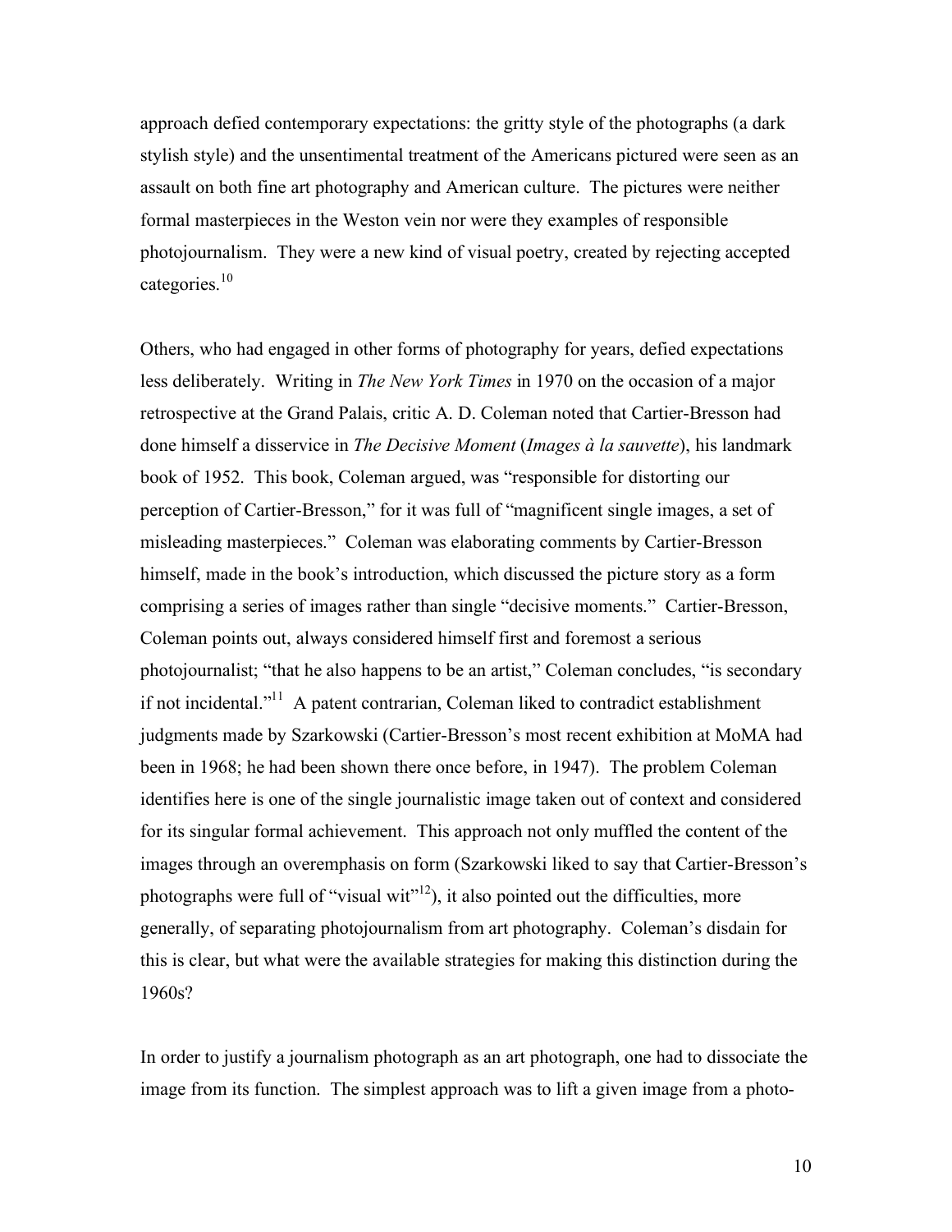approach defied contemporary expectations: the gritty style of the photographs (a dark stylish style) and the unsentimental treatment of the Americans pictured were seen as an assault on both fine art photography and American culture. The pictures were neither formal masterpieces in the Weston vein nor were they examples of responsible photojournalism. They were a new kind of visual poetry, created by rejecting accepted categories.[10]

Others, who had engaged in other forms of photography for years, defied expectations less deliberately. Writing in *The New York Times* in 1970 on the occasion of a major retrospective at the Grand Palais, critic A. D. Coleman noted that Cartier-Bresson had done himself a disservice in *The Decisive Moment* (*Images à la sauvette*), his landmark book of 1952. This book, Coleman argued, was "responsible for distorting our perception of Cartier-Bresson," for it was full of "magnificent single images, a set of misleading masterpieces." Coleman was elaborating comments by Cartier-Bresson himself, made in the book's introduction, which discussed the picture story as a form comprising a series of images rather than single "decisive moments." Cartier-Bresson, Coleman points out, always considered himself first and foremost a serious photojournalist; "that he also happens to be an artist," Coleman concludes, "is secondary if not incidental."[11] A patent contrarian, Coleman liked to contradict establishment judgments made by Szarkowski (Cartier-Bresson's most recent exhibition at MoMA had been in 1968; he had been shown there once before, in 1947). The problem Coleman identifies here is one of the single journalistic image taken out of context and considered for its singular formal achievement. This approach not only muffled the content of the images through an overemphasis on form (Szarkowski liked to say that Cartier-Bresson's photographs were full of "visual wit"[12]), it also pointed out the difficulties, more generally, of separating photojournalism from art photography. Coleman's disdain for this is clear, but what were the available strategies for making this distinction during the 1960s?

In order to justify a journalism photograph as an art photograph, one had to dissociate the image from its function. The simplest approach was to lift a given image from a photo-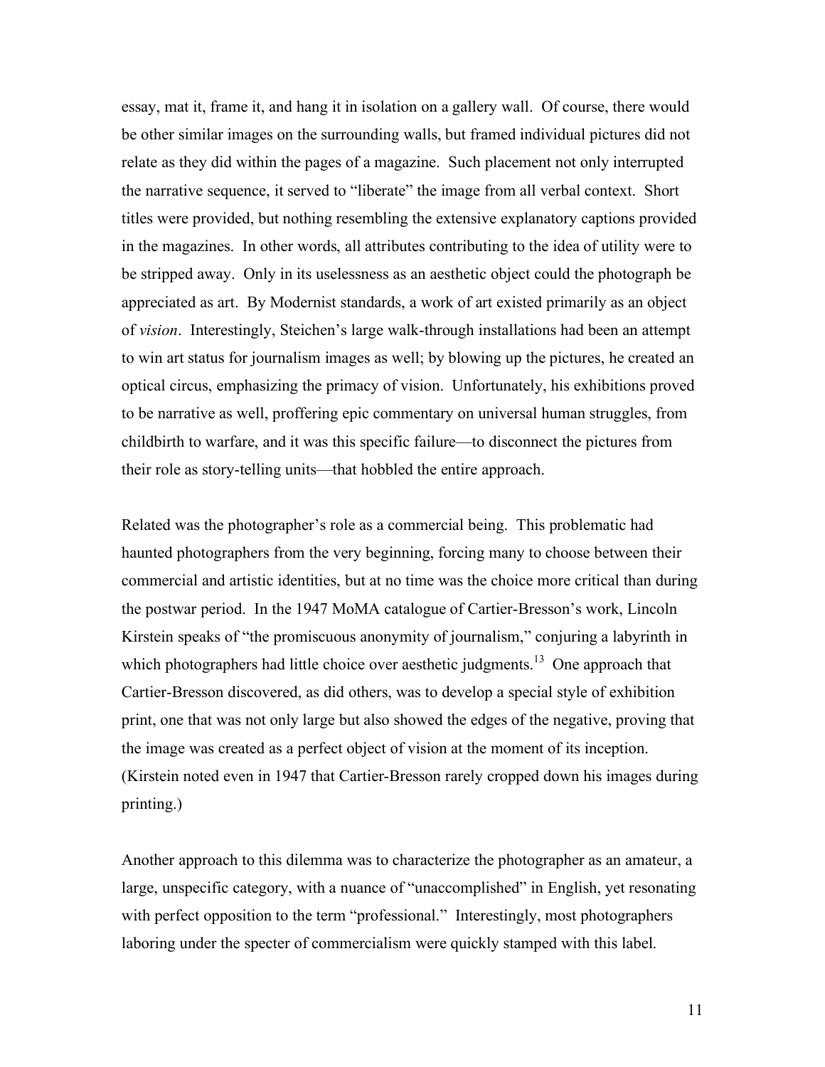essay, mat it, frame it, and hang it in isolation on a gallery wall. Of course, there would be other similar images on the surrounding walls, but framed individual pictures did not relate as they did within the pages of a magazine. Such placement not only interrupted the narrative sequence, it served to "liberate" the image from all verbal context. Short titles were provided, but nothing resembling the extensive explanatory captions provided in the magazines. In other words, all attributes contributing to the idea of utility were to be stripped away. Only in its uselessness as an aesthetic object could the photograph be appreciated as art. By Modernist standards, a work of art existed primarily as an object of *vision*. Interestingly, Steichen's large walk-through installations had been an attempt to win art status for journalism images as well; by blowing up the pictures, he created an optical circus, emphasizing the primacy of vision. Unfortunately, his exhibitions proved to be narrative as well, proffering epic commentary on universal human struggles, from childbirth to warfare, and it was this specific failure—to disconnect the pictures from their role as story-telling units—that hobbled the entire approach.

Related was the photographer's role as a commercial being. This problematic had haunted photographers from the very beginning, forcing many to choose between their commercial and artistic identities, but at no time was the choice more critical than during the postwar period. In the 1947 MoMA catalogue of Cartier-Bresson's work, Lincoln Kirstein speaks of "the promiscuous anonymity of journalism," conjuring a labyrinth in which photographers had little choice over aesthetic judgments.[13] One approach that Cartier-Bresson discovered, as did others, was to develop a special style of exhibition print, one that was not only large but also showed the edges of the negative, proving that the image was created as a perfect object of vision at the moment of its inception. (Kirstein noted even in 1947 that Cartier-Bresson rarely cropped down his images during printing.)

Another approach to this dilemma was to characterize the photographer as an amateur, a large, unspecific category, with a nuance of "unaccomplished" in English, yet resonating with perfect opposition to the term "professional." Interestingly, most photographers laboring under the specter of commercialism were quickly stamped with this label.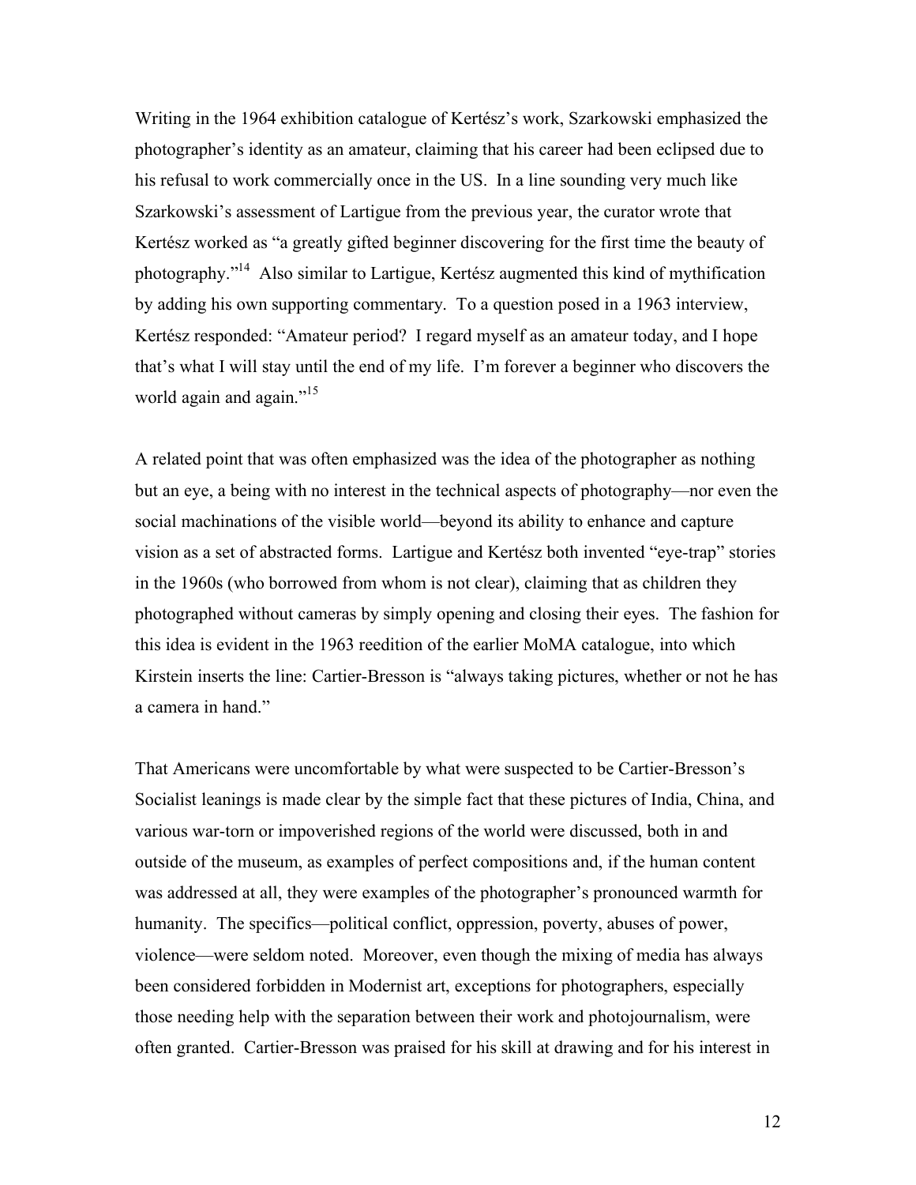Writing in the 1964 exhibition catalogue of Kertész's work, Szarkowski emphasized the photographer's identity as an amateur, claiming that his career had been eclipsed due to his refusal to work commercially once in the US. In a line sounding very much like Szarkowski's assessment of Lartigue from the previous year, the curator wrote that Kertész worked as "a greatly gifted beginner discovering for the first time the beauty of photography."[14] Also similar to Lartigue, Kertész augmented this kind of mythification by adding his own supporting commentary. To a question posed in a 1963 interview, Kertész responded: "Amateur period? I regard myself as an amateur today, and I hope that's what I will stay until the end of my life. I'm forever a beginner who discovers the world again and again."[15]

A related point that was often emphasized was the idea of the photographer as nothing but an eye, a being with no interest in the technical aspects of photography—nor even the social machinations of the visible world—beyond its ability to enhance and capture vision as a set of abstracted forms. Lartigue and Kertész both invented "eye-trap" stories in the 1960s (who borrowed from whom is not clear), claiming that as children they photographed without cameras by simply opening and closing their eyes. The fashion for this idea is evident in the 1963 reedition of the earlier MoMA catalogue, into which Kirstein inserts the line: Cartier-Bresson is "always taking pictures, whether or not he has a camera in hand."

That Americans were uncomfortable by what were suspected to be Cartier-Bresson's Socialist leanings is made clear by the simple fact that these pictures of India, China, and various war-torn or impoverished regions of the world were discussed, both in and outside of the museum, as examples of perfect compositions and, if the human content was addressed at all, they were examples of the photographer's pronounced warmth for humanity. The specifics—political conflict, oppression, poverty, abuses of power, violence—were seldom noted. Moreover, even though the mixing of media has always been considered forbidden in Modernist art, exceptions for photographers, especially those needing help with the separation between their work and photojournalism, were often granted. Cartier-Bresson was praised for his skill at drawing and for his interest in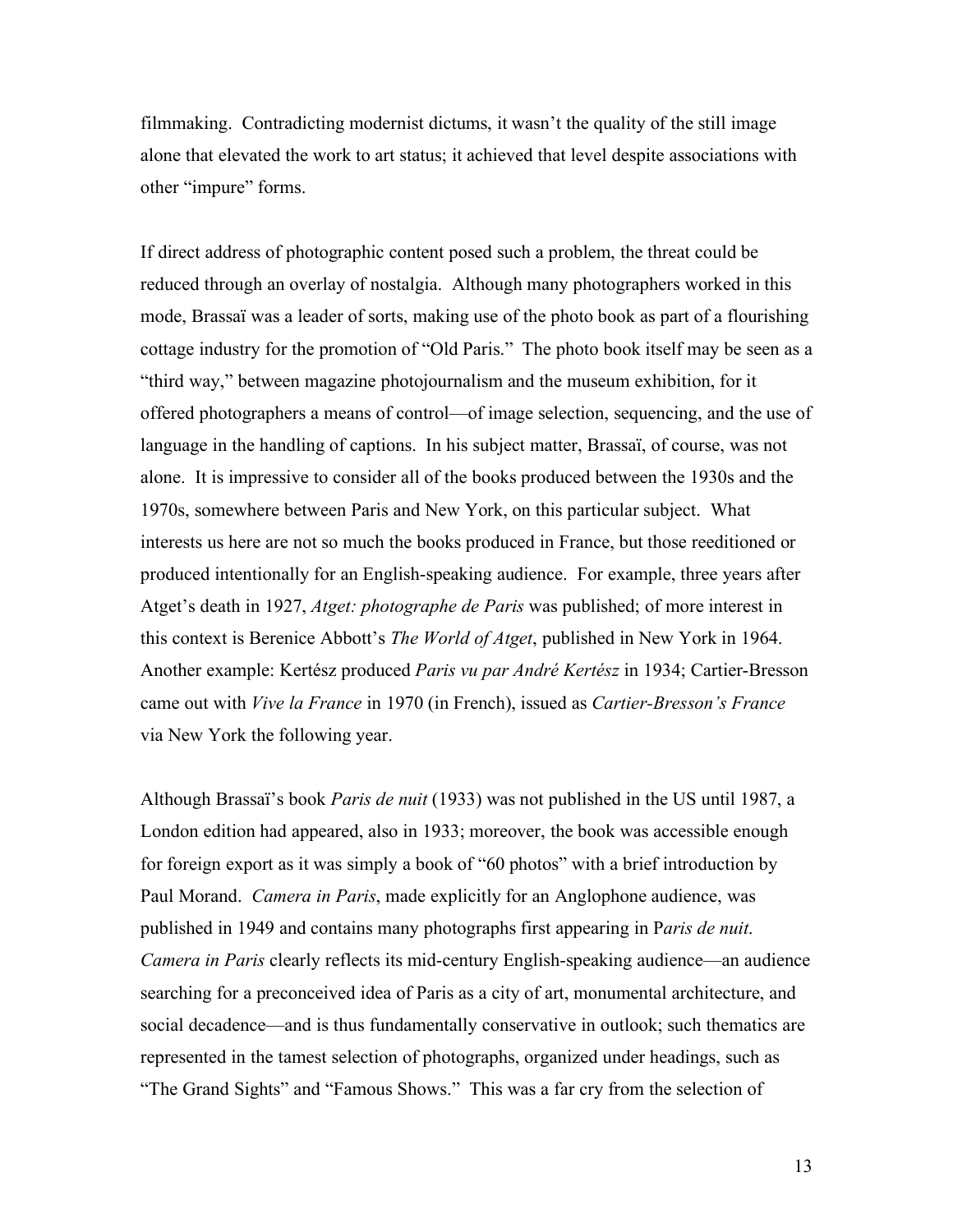filmmaking. Contradicting modernist dictums, it wasn't the quality of the still image alone that elevated the work to art status; it achieved that level despite associations with other "impure" forms.

If direct address of photographic content posed such a problem, the threat could be reduced through an overlay of nostalgia. Although many photographers worked in this mode, Brassaï was a leader of sorts, making use of the photo book as part of a flourishing cottage industry for the promotion of "Old Paris." The photo book itself may be seen as a "third way," between magazine photojournalism and the museum exhibition, for it offered photographers a means of control—of image selection, sequencing, and the use of language in the handling of captions. In his subject matter, Brassaï, of course, was not alone. It is impressive to consider all of the books produced between the 1930s and the 1970s, somewhere between Paris and New York, on this particular subject. What interests us here are not so much the books produced in France, but those reeditioned or produced intentionally for an English-speaking audience. For example, three years after Atget's death in 1927, *Atget: photographe de Paris* was published; of more interest in this context is Berenice Abbott's *The World of Atget*, published in New York in 1964. Another example: Kertész produced *Paris vu par André Kertész* in 1934; Cartier-Bresson came out with *Vive la France* in 1970 (in French), issued as *Cartier-Bresson's France* via New York the following year.

Although Brassaï's book *Paris de nuit* (1933) was not published in the US until 1987, a London edition had appeared, also in 1933; moreover, the book was accessible enough for foreign export as it was simply a book of "60 photos" with a brief introduction by Paul Morand. *Camera in Paris*, made explicitly for an Anglophone audience, was published in 1949 and contains many photographs first appearing in P*aris de nuit*. *Camera in Paris* clearly reflects its mid-century English-speaking audience—an audience searching for a preconceived idea of Paris as a city of art, monumental architecture, and social decadence—and is thus fundamentally conservative in outlook; such thematics are represented in the tamest selection of photographs, organized under headings, such as "The Grand Sights" and "Famous Shows." This was a far cry from the selection of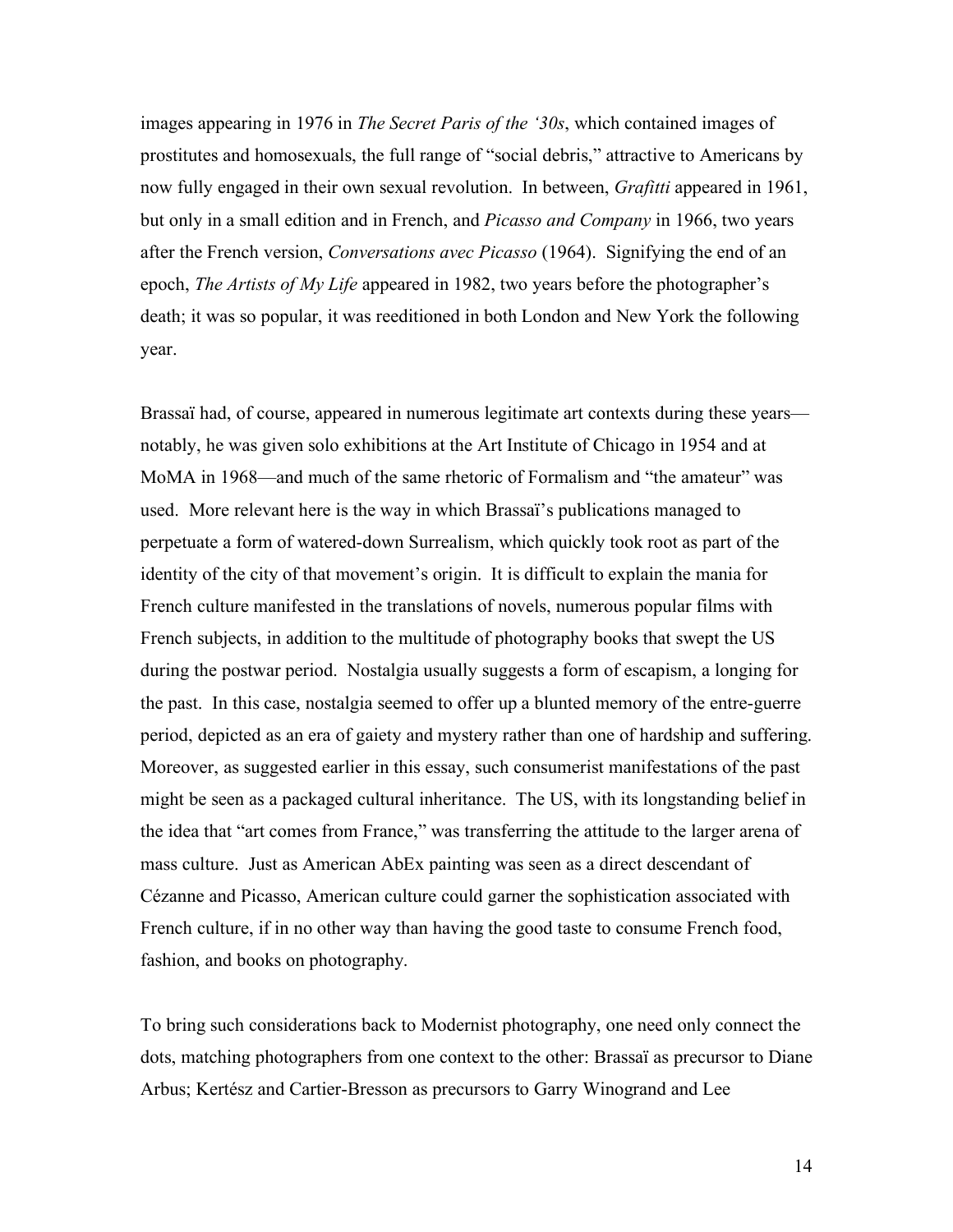images appearing in 1976 in *The Secret Paris of the '30s*, which contained images of prostitutes and homosexuals, the full range of "social debris," attractive to Americans by now fully engaged in their own sexual revolution. In between, *Grafitti* appeared in 1961, but only in a small edition and in French, and *Picasso and Company* in 1966, two years after the French version, *Conversations avec Picasso* (1964). Signifying the end of an epoch, *The Artists of My Life* appeared in 1982, two years before the photographer's death; it was so popular, it was reeditioned in both London and New York the following year.

Brassaï had, of course, appeared in numerous legitimate art contexts during these years—notably, he was given solo exhibitions at the Art Institute of Chicago in 1954 and at MoMA in 1968—and much of the same rhetoric of Formalism and "the amateur" was used. More relevant here is the way in which Brassaï's publications managed to perpetuate a form of watered-down Surrealism, which quickly took root as part of the identity of the city of that movement's origin. It is difficult to explain the mania for French culture manifested in the translations of novels, numerous popular films with French subjects, in addition to the multitude of photography books that swept the US during the postwar period. Nostalgia usually suggests a form of escapism, a longing for the past. In this case, nostalgia seemed to offer up a blunted memory of the entre-guerre period, depicted as an era of gaiety and mystery rather than one of hardship and suffering. Moreover, as suggested earlier in this essay, such consumerist manifestations of the past might be seen as a packaged cultural inheritance. The US, with its longstanding belief in the idea that "art comes from France," was transferring the attitude to the larger arena of mass culture. Just as American AbEx painting was seen as a direct descendant of Cézanne and Picasso, American culture could garner the sophistication associated with French culture, if in no other way than having the good taste to consume French food, fashion, and books on photography.

To bring such considerations back to Modernist photography, one need only connect the dots, matching photographers from one context to the other: Brassaï as precursor to Diane Arbus; Kertész and Cartier-Bresson as precursors to Garry Winogrand and Lee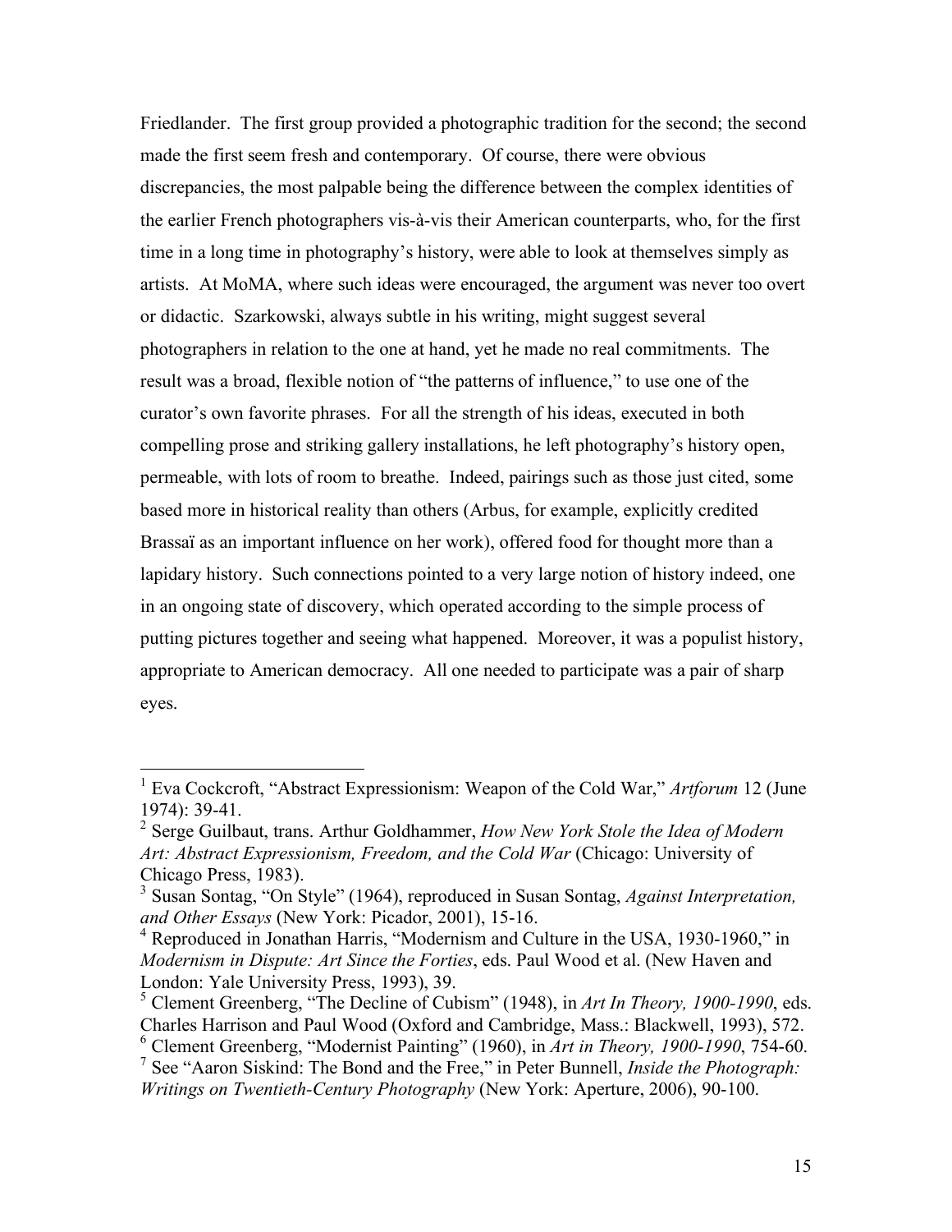Friedlander. The first group provided a photographic tradition for the second; the second made the first seem fresh and contemporary. Of course, there were obvious discrepancies, the most palpable being the difference between the complex identities of the earlier French photographers vis-à-vis their American counterparts, who, for the first time in a long time in photography's history, were able to look at themselves simply as artists. At MoMA, where such ideas were encouraged, the argument was never too overt or didactic. Szarkowski, always subtle in his writing, might suggest several photographers in relation to the one at hand, yet he made no real commitments. The result was a broad, flexible notion of "the patterns of influence," to use one of the curator's own favorite phrases. For all the strength of his ideas, executed in both compelling prose and striking gallery installations, he left photography's history open, permeable, with lots of room to breathe. Indeed, pairings such as those just cited, some based more in historical reality than others (Arbus, for example, explicitly credited Brassaï as an important influence on her work), offered food for thought more than a lapidary history. Such connections pointed to a very large notion of history indeed, one in an ongoing state of discovery, which operated according to the simple process of putting pictures together and seeing what happened. Moreover, it was a populist history, appropriate to American democracy. All one needed to participate was a pair of sharp eyes.

---

[1] Eva Cockcroft, "Abstract Expressionism: Weapon of the Cold War," *Artforum* 12 (June 1974): 39-41.

[2] Serge Guilbaut, trans. Arthur Goldhammer, *How New York Stole the Idea of Modern Art: Abstract Expressionism, Freedom, and the Cold War* (Chicago: University of Chicago Press, 1983).

[3] Susan Sontag, "On Style" (1964), reproduced in Susan Sontag, *Against Interpretation, and Other Essays* (New York: Picador, 2001), 15-16.

[4] Reproduced in Jonathan Harris, "Modernism and Culture in the USA, 1930-1960," in *Modernism in Dispute: Art Since the Forties*, eds. Paul Wood et al. (New Haven and London: Yale University Press, 1993), 39.

[5] Clement Greenberg, "The Decline of Cubism" (1948), in *Art In Theory, 1900-1990*, eds. Charles Harrison and Paul Wood (Oxford and Cambridge, Mass.: Blackwell, 1993), 572.

[6] Clement Greenberg, "Modernist Painting" (1960), in *Art in Theory, 1900-1990*, 754-60.

[7] See "Aaron Siskind: The Bond and the Free," in Peter Bunnell, *Inside the Photograph: Writings on Twentieth-Century Photography* (New York: Aperture, 2006), 90-100.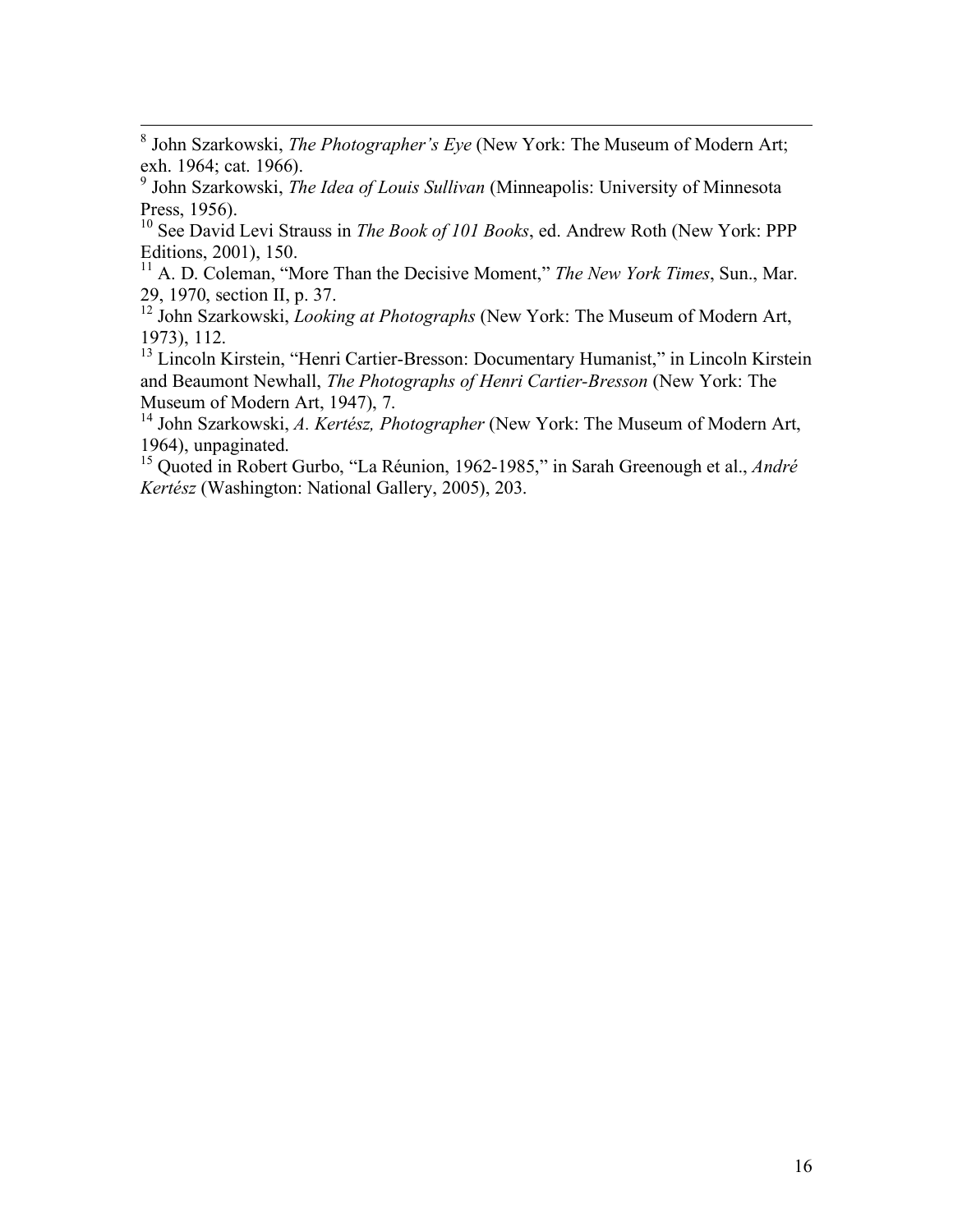[8] John Szarkowski, *The Photographer's Eye* (New York: The Museum of Modern Art; exh. 1964; cat. 1966).

[9] John Szarkowski, *The Idea of Louis Sullivan* (Minneapolis: University of Minnesota Press, 1956).

[10] See David Levi Strauss in *The Book of 101 Books*, ed. Andrew Roth (New York: PPP Editions, 2001), 150.

[11] A. D. Coleman, "More Than the Decisive Moment," *The New York Times*, Sun., Mar. 29, 1970, section II, p. 37.

[12] John Szarkowski, *Looking at Photographs* (New York: The Museum of Modern Art, 1973), 112.

[13] Lincoln Kirstein, "Henri Cartier-Bresson: Documentary Humanist," in Lincoln Kirstein and Beaumont Newhall, *The Photographs of Henri Cartier-Bresson* (New York: The Museum of Modern Art, 1947), 7.

[14] John Szarkowski, *A. Kertész, Photographer* (New York: The Museum of Modern Art, 1964), unpaginated.

[15] Quoted in Robert Gurbo, "La Réunion, 1962-1985," in Sarah Greenough et al., *André Kertész* (Washington: National Gallery, 2005), 203.